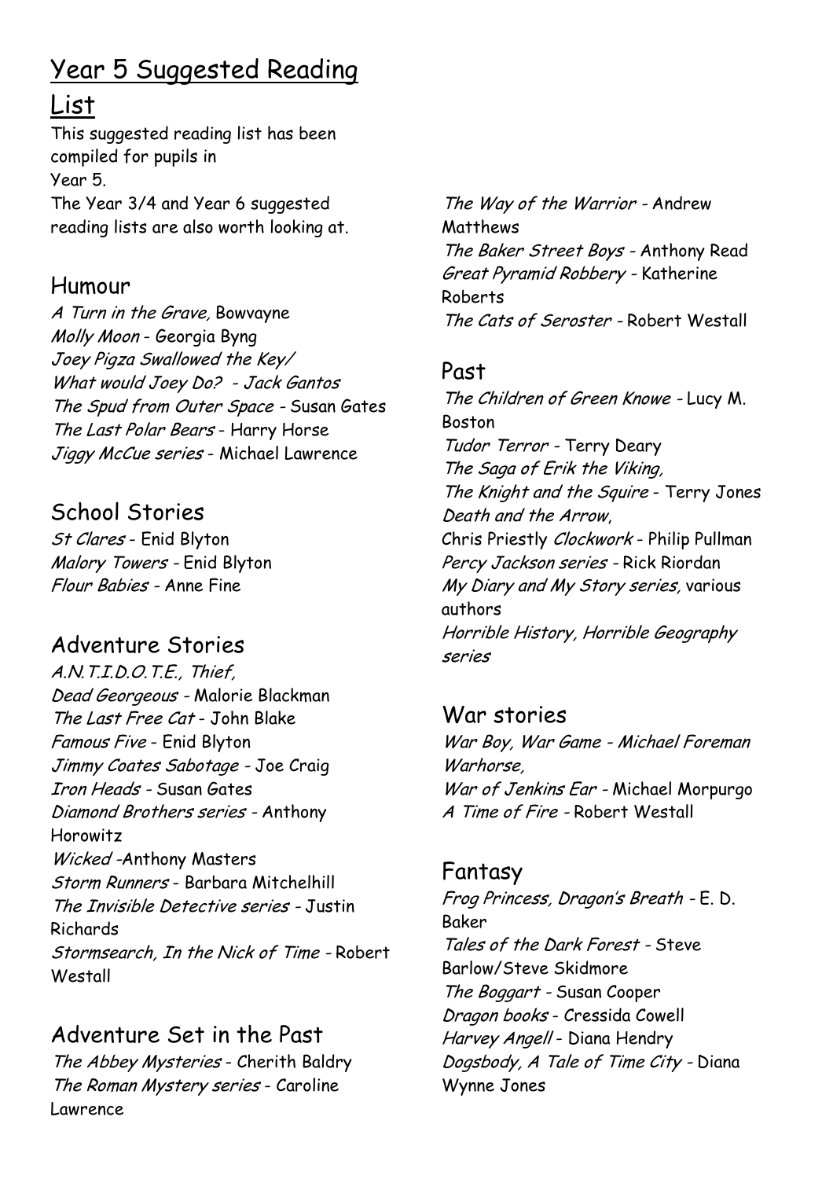# Year 5 Suggested Reading List

This suggested reading list has been compiled for pupils in Year 5.
The Year 3/4 and Year 6 suggested reading lists are also worth looking at.

## Humour

*A Turn in the Grave,* Bowvayne
*Molly Moon* - Georgia Byng
*Joey Pigza Swallowed the Key/ What would Joey Do? - Jack Gantos*
*The Spud from Outer Space* - Susan Gates
*The Last Polar Bears* - Harry Horse
*Jiggy McCue series* - Michael Lawrence

## School Stories

*St Clares* - Enid Blyton
*Malory Towers* - Enid Blyton
*Flour Babies* - Anne Fine

## Adventure Stories

*A.N.T.I.D.O.T.E., Thief, Dead Georgeous* - Malorie Blackman
*The Last Free Cat* - John Blake
*Famous Five* - Enid Blyton
*Jimmy Coates Sabotage* - Joe Craig
*Iron Heads* - Susan Gates
*Diamond Brothers series* - Anthony Horowitz
*Wicked* -Anthony Masters
*Storm Runners* - Barbara Mitchelhill
*The Invisible Detective series* - Justin Richards
*Stormsearch, In the Nick of Time* - Robert Westall

## Adventure Set in the Past

*The Abbey Mysteries* - Cherith Baldry
*The Roman Mystery series* - Caroline Lawrence
*The Way of the Warrior* - Andrew Matthews
*The Baker Street Boys* - Anthony Read
*Great Pyramid Robbery* - Katherine Roberts
*The Cats of Seroster* - Robert Westall

## Past

*The Children of Green Knowe* - Lucy M. Boston
*Tudor Terror* - Terry Deary
*The Saga of Erik the Viking, The Knight and the Squire* - Terry Jones
*Death and the Arrow*, Chris Priestly *Clockwork* - Philip Pullman
*Percy Jackson series* - Rick Riordan
*My Diary and My Story series,* various authors
*Horrible History, Horrible Geography series*

## War stories

*War Boy, War Game - Michael Foreman*
*Warhorse, War of Jenkins Ear* - Michael Morpurgo
*A Time of Fire* - Robert Westall

## Fantasy

*Frog Princess, Dragon's Breath* - E. D. Baker
*Tales of the Dark Forest* - Steve Barlow/Steve Skidmore
*The Boggart* - Susan Cooper
*Dragon books* - Cressida Cowell
*Harvey Angell* - Diana Hendry
*Dogsbody, A Tale of Time City* - Diana Wynne Jones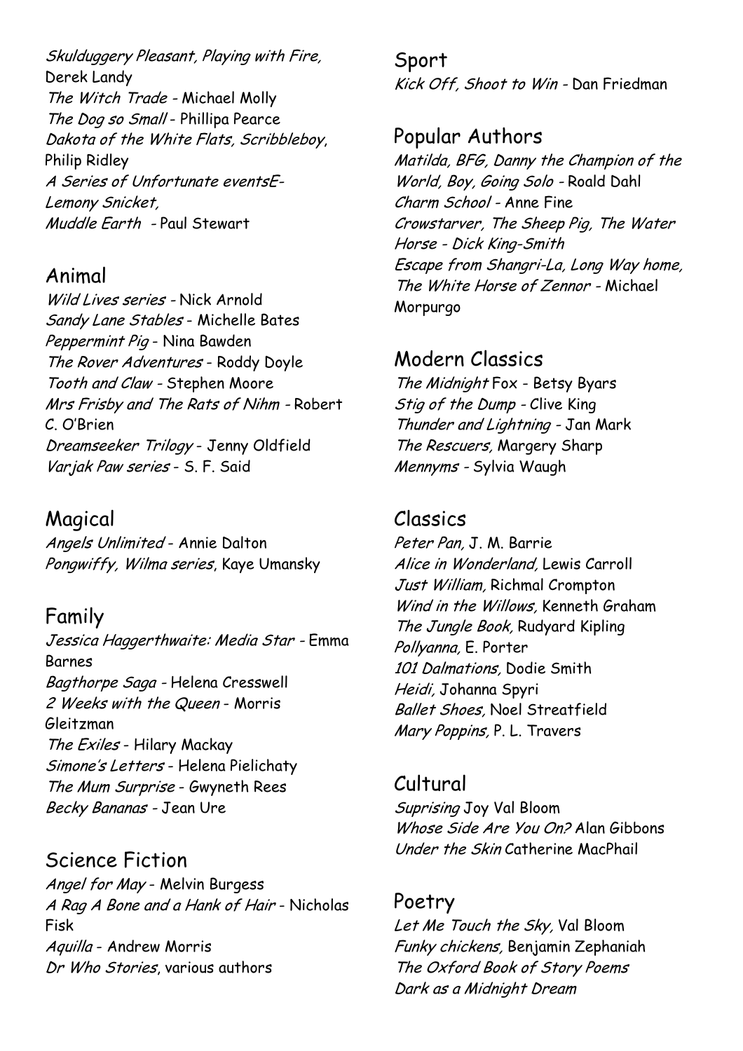*Skulduggery Pleasant, Playing with Fire,* Derek Landy
*The Witch Trade* - Michael Molly
*The Dog so Small* - Phillipa Pearce
*Dakota of the White Flats, Scribbleboy*, Philip Ridley
*A Series of Unfortunate eventsE*- Lemony Snicket,
*Muddle Earth* - Paul Stewart

## Animal

*Wild Lives series* - Nick Arnold
*Sandy Lane Stables* - Michelle Bates
*Peppermint Pig* - Nina Bawden
*The Rover Adventures* - Roddy Doyle
*Tooth and Claw* - Stephen Moore
*Mrs Frisby and The Rats of Nihm* - Robert C. O'Brien
*Dreamseeker Trilogy* - Jenny Oldfield
*Varjak Paw series* - S. F. Said

## Magical

*Angels Unlimited* - Annie Dalton
*Pongwiffy, Wilma series*, Kaye Umansky

## Family

*Jessica Haggerthwaite: Media Star* - Emma Barnes
*Bagthorpe Saga* - Helena Cresswell
*2 Weeks with the Queen* - Morris Gleitzman
*The Exiles* - Hilary Mackay
*Simone's Letters* - Helena Pielichaty
*The Mum Surprise* - Gwyneth Rees
*Becky Bananas* - Jean Ure

## Science Fiction

*Angel for May* - Melvin Burgess
*A Rag A Bone and a Hank of Hair* - Nicholas Fisk
*Aquilla* - Andrew Morris
*Dr Who Stories*, various authors

## Sport

*Kick Off, Shoot to Win* - Dan Friedman

## Popular Authors

*Matilda, BFG, Danny the Champion of the World, Boy, Going Solo* - Roald Dahl
*Charm School* - Anne Fine
*Crowstarver, The Sheep Pig, The Water Horse - Dick King-Smith*
*Escape from Shangri-La, Long Way home, The White Horse of Zennor* - Michael Morpurgo

## Modern Classics

*The Midnight* Fox - Betsy Byars
*Stig of the Dump* - Clive King
*Thunder and Lightning* - Jan Mark
*The Rescuers,* Margery Sharp
*Mennyms* - Sylvia Waugh

## Classics

*Peter Pan,* J. M. Barrie
*Alice in Wonderland,* Lewis Carroll
*Just William,* Richmal Crompton
*Wind in the Willows,* Kenneth Graham
*The Jungle Book,* Rudyard Kipling
*Pollyanna,* E. Porter
*101 Dalmations,* Dodie Smith
*Heidi,* Johanna Spyri
*Ballet Shoes,* Noel Streatfield
*Mary Poppins,* P. L. Travers

## Cultural

*Suprising* Joy Val Bloom
*Whose Side Are You On?* Alan Gibbons
*Under the Skin* Catherine MacPhail

## Poetry

*Let Me Touch the Sky,* Val Bloom
*Funky chickens,* Benjamin Zephaniah
*The Oxford Book of Story Poems*
*Dark as a Midnight Dream*